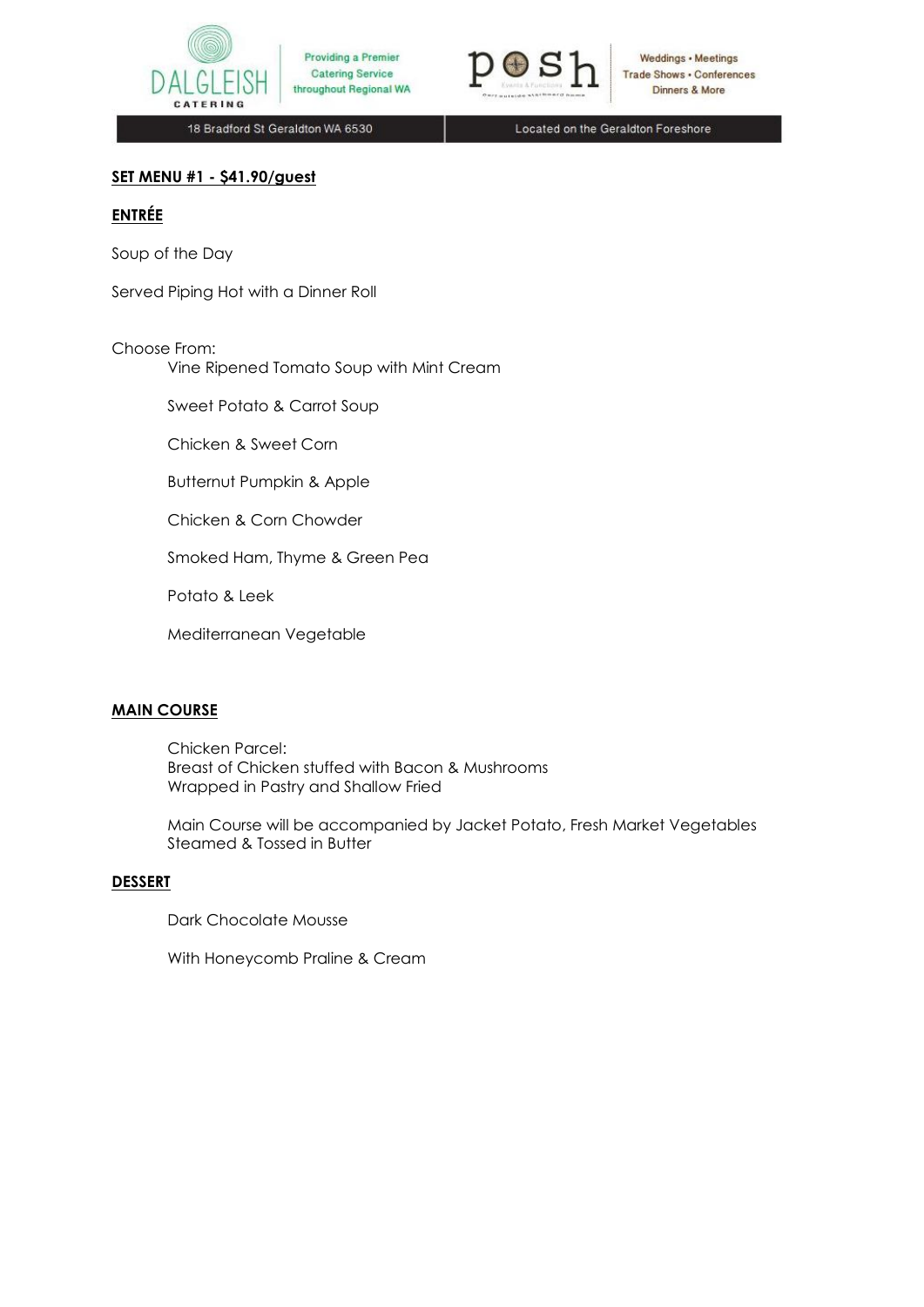**SET MENU #1 - $41.90/guest**

**ENTRÉE**

Soup of the Day

Served Piping Hot with a Dinner Roll

Choose From:

- Vine Ripened Tomato Soup with Mint Cream
- Sweet Potato & Carrot Soup
- Chicken & Sweet Corn
- Butternut Pumpkin & Apple
- Chicken & Corn Chowder
- Smoked Ham, Thyme & Green Pea
- Potato & Leek
- Mediterranean Vegetable

**MAIN COURSE**

Chicken Parcel:
Breast of Chicken stuffed with Bacon & Mushrooms
Wrapped in Pastry and Shallow Fried

Main Course will be accompanied by Jacket Potato, Fresh Market Vegetables Steamed & Tossed in Butter

**DESSERT**

Dark Chocolate Mousse

With Honeycomb Praline & Cream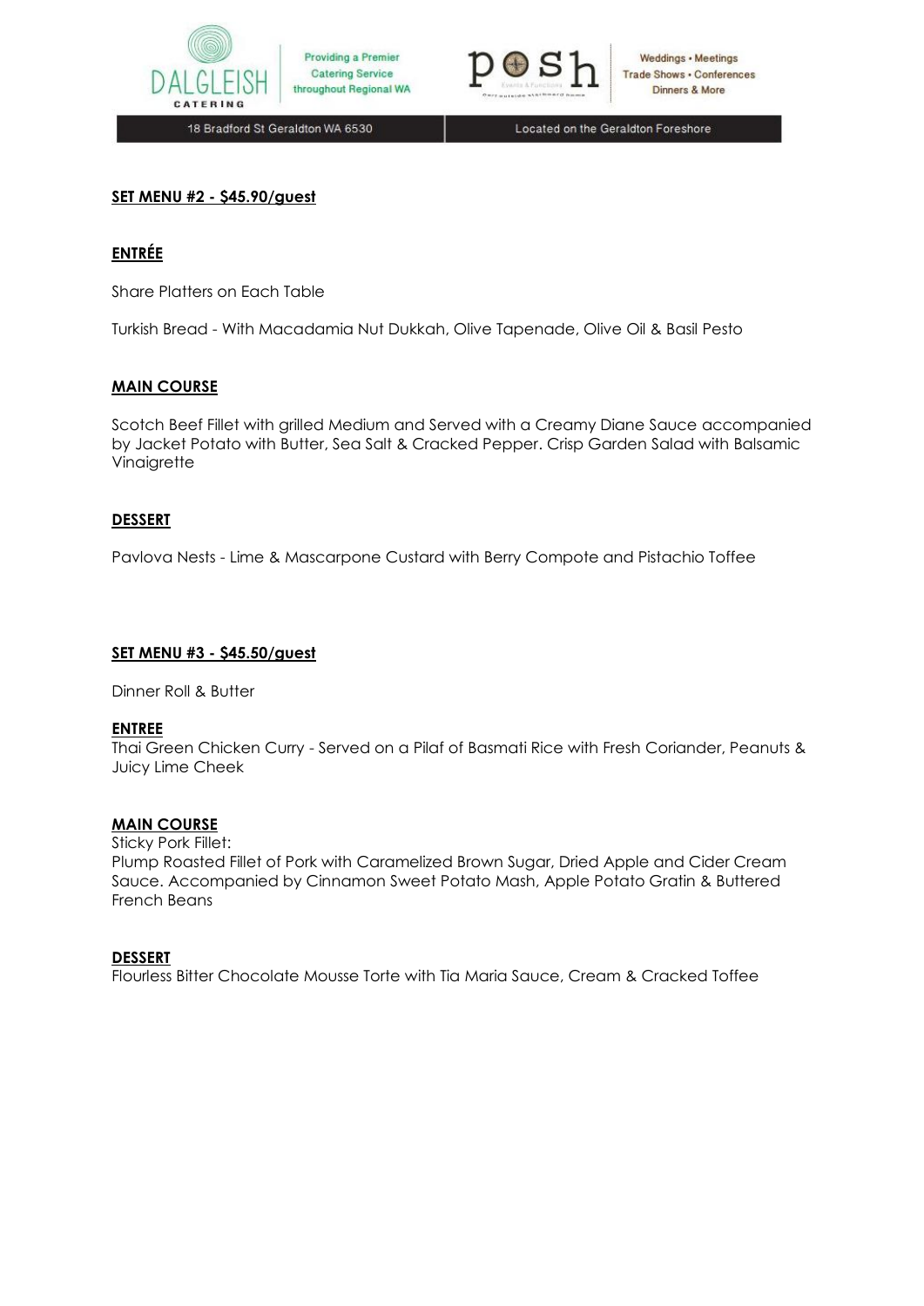## SET MENU #2 - $45.90/guest

### ENTRÉE

Share Platters on Each Table

Turkish Bread - With Macadamia Nut Dukkah, Olive Tapenade, Olive Oil & Basil Pesto

### MAIN COURSE

Scotch Beef Fillet with grilled Medium and Served with a Creamy Diane Sauce accompanied by Jacket Potato with Butter, Sea Salt & Cracked Pepper. Crisp Garden Salad with Balsamic Vinaigrette

### DESSERT

Pavlova Nests - Lime & Mascarpone Custard with Berry Compote and Pistachio Toffee

## SET MENU #3 - $45.50/guest

Dinner Roll & Butter

### ENTREE

Thai Green Chicken Curry - Served on a Pilaf of Basmati Rice with Fresh Coriander, Peanuts & Juicy Lime Cheek

### MAIN COURSE

Sticky Pork Fillet:
Plump Roasted Fillet of Pork with Caramelized Brown Sugar, Dried Apple and Cider Cream Sauce. Accompanied by Cinnamon Sweet Potato Mash, Apple Potato Gratin & Buttered French Beans

### DESSERT

Flourless Bitter Chocolate Mousse Torte with Tia Maria Sauce, Cream & Cracked Toffee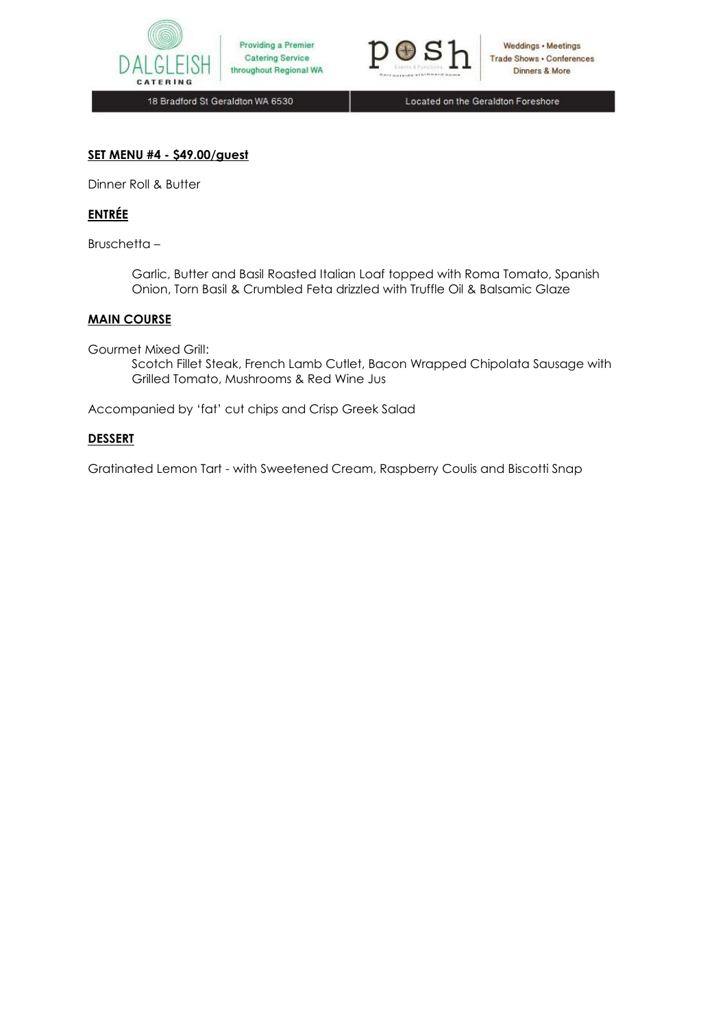**SET MENU #4 - $49.00/guest**

Dinner Roll & Butter

**ENTRÉE**

Bruschetta –

Garlic, Butter and Basil Roasted Italian Loaf topped with Roma Tomato, Spanish Onion, Torn Basil & Crumbled Feta drizzled with Truffle Oil & Balsamic Glaze

**MAIN COURSE**

Gourmet Mixed Grill:

Scotch Fillet Steak, French Lamb Cutlet, Bacon Wrapped Chipolata Sausage with Grilled Tomato, Mushrooms & Red Wine Jus

Accompanied by 'fat' cut chips and Crisp Greek Salad

**DESSERT**

Gratinated Lemon Tart - with Sweetened Cream, Raspberry Coulis and Biscotti Snap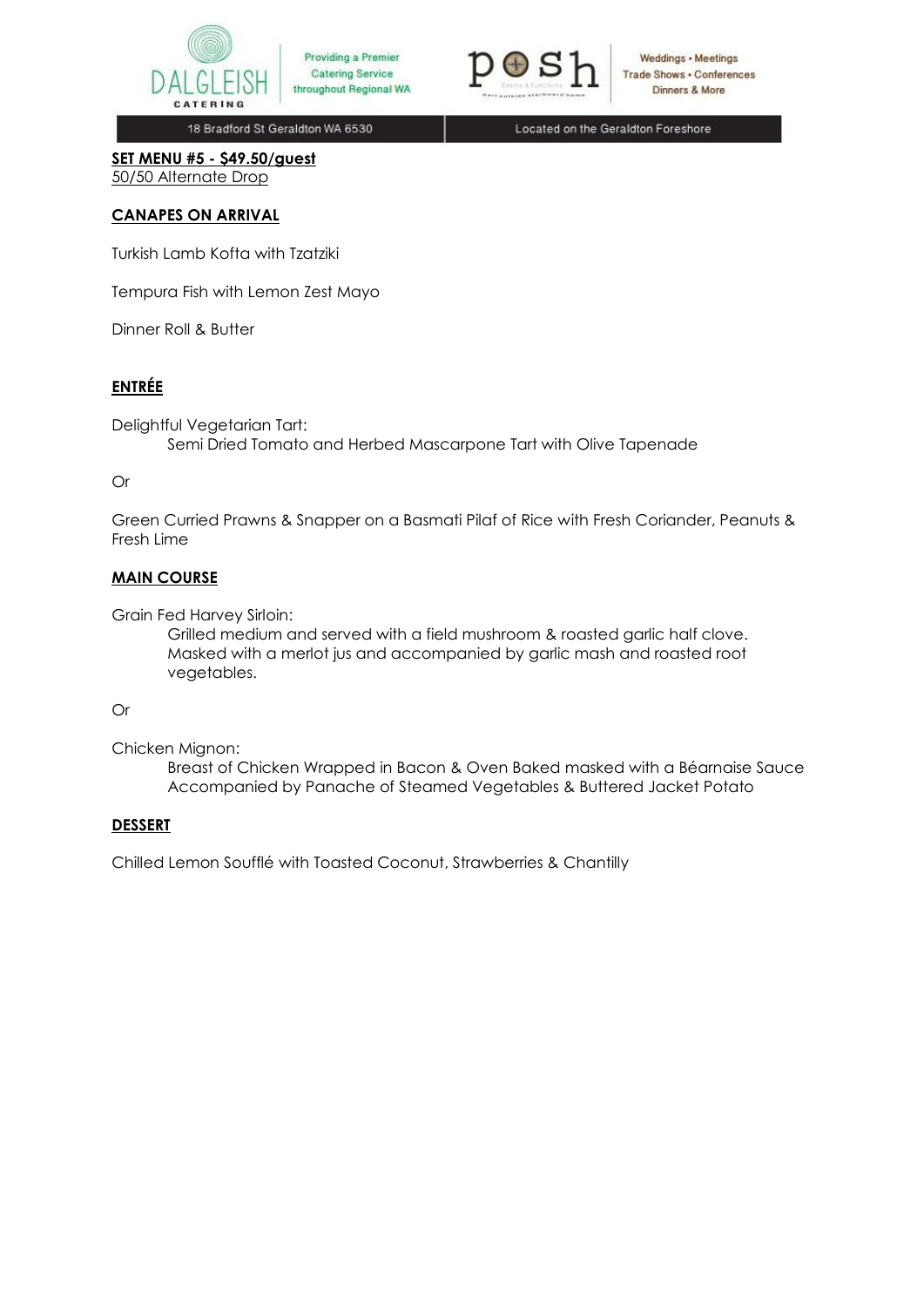**SET MENU #5 - $49.50/guest**
50/50 Alternate Drop

**CANAPES ON ARRIVAL**

Turkish Lamb Kofta with Tzatziki

Tempura Fish with Lemon Zest Mayo

Dinner Roll & Butter

**ENTRÉE**

Delightful Vegetarian Tart:
Semi Dried Tomato and Herbed Mascarpone Tart with Olive Tapenade

Or

Green Curried Prawns & Snapper on a Basmati Pilaf of Rice with Fresh Coriander, Peanuts & Fresh Lime

**MAIN COURSE**

Grain Fed Harvey Sirloin:
Grilled medium and served with a field mushroom & roasted garlic half clove. Masked with a merlot jus and accompanied by garlic mash and roasted root vegetables.

Or

Chicken Mignon:
Breast of Chicken Wrapped in Bacon & Oven Baked masked with a Béarnaise Sauce Accompanied by Panache of Steamed Vegetables & Buttered Jacket Potato

**DESSERT**

Chilled Lemon Soufflé with Toasted Coconut, Strawberries & Chantilly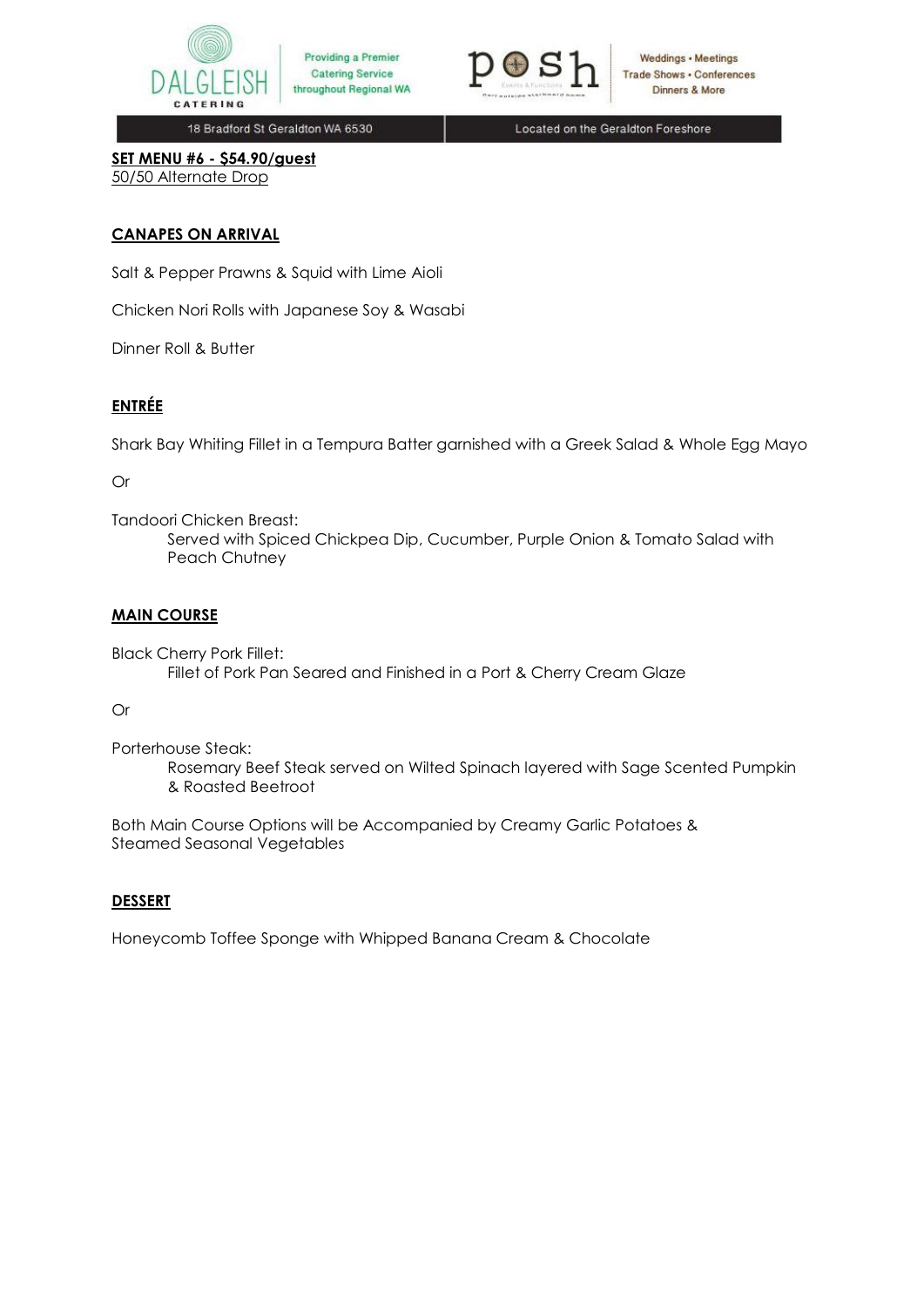**SET MENU #6 - $54.90/guest**
50/50 Alternate Drop

## CANAPES ON ARRIVAL

Salt & Pepper Prawns & Squid with Lime Aioli

Chicken Nori Rolls with Japanese Soy & Wasabi

Dinner Roll & Butter

## ENTRÉE

Shark Bay Whiting Fillet in a Tempura Batter garnished with a Greek Salad & Whole Egg Mayo

Or

Tandoori Chicken Breast:
Served with Spiced Chickpea Dip, Cucumber, Purple Onion & Tomato Salad with Peach Chutney

## MAIN COURSE

Black Cherry Pork Fillet:
Fillet of Pork Pan Seared and Finished in a Port & Cherry Cream Glaze

Or

Porterhouse Steak:
Rosemary Beef Steak served on Wilted Spinach layered with Sage Scented Pumpkin & Roasted Beetroot

Both Main Course Options will be Accompanied by Creamy Garlic Potatoes & Steamed Seasonal Vegetables

## DESSERT

Honeycomb Toffee Sponge with Whipped Banana Cream & Chocolate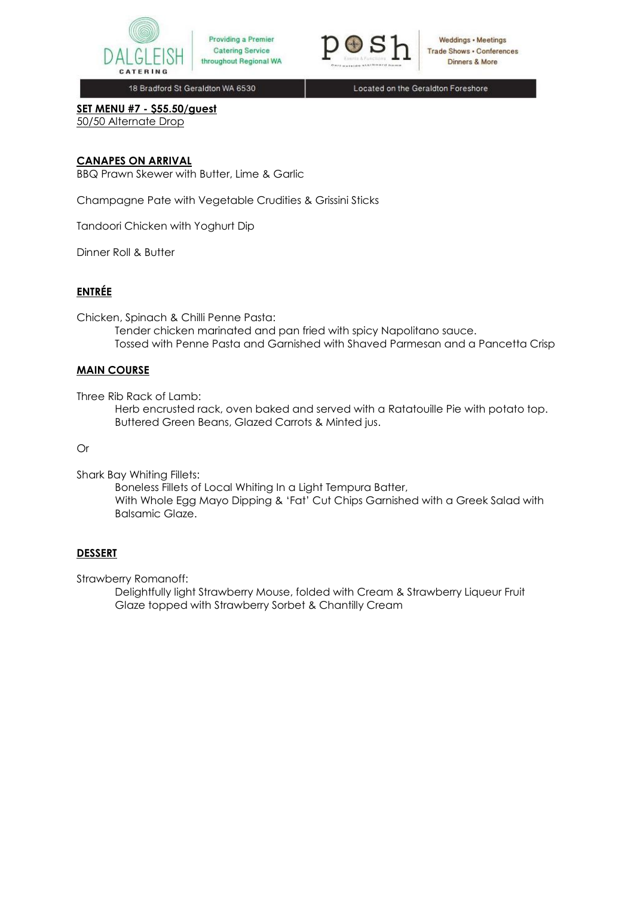**SET MENU #7 - $55.50/guest**
50/50 Alternate Drop

**CANAPES ON ARRIVAL**

BBQ Prawn Skewer with Butter, Lime & Garlic

Champagne Pate with Vegetable Crudities & Grissini Sticks

Tandoori Chicken with Yoghurt Dip

Dinner Roll & Butter

**ENTRÉE**

Chicken, Spinach & Chilli Penne Pasta:
Tender chicken marinated and pan fried with spicy Napolitano sauce.
Tossed with Penne Pasta and Garnished with Shaved Parmesan and a Pancetta Crisp

**MAIN COURSE**

Three Rib Rack of Lamb:
Herb encrusted rack, oven baked and served with a Ratatouille Pie with potato top.
Buttered Green Beans, Glazed Carrots & Minted jus.

Or

Shark Bay Whiting Fillets:
Boneless Fillets of Local Whiting In a Light Tempura Batter,
With Whole Egg Mayo Dipping & 'Fat' Cut Chips Garnished with a Greek Salad with Balsamic Glaze.

**DESSERT**

Strawberry Romanoff:
Delightfully light Strawberry Mouse, folded with Cream & Strawberry Liqueur Fruit Glaze topped with Strawberry Sorbet & Chantilly Cream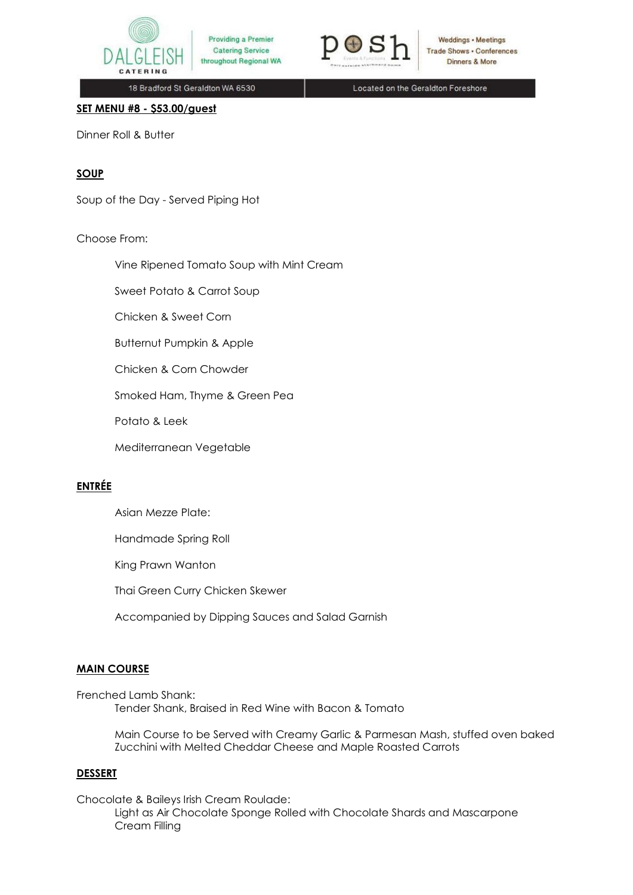**SET MENU #8 - $53.00/guest**

Dinner Roll & Butter

**SOUP**

Soup of the Day - Served Piping Hot

Choose From:

- Vine Ripened Tomato Soup with Mint Cream
- Sweet Potato & Carrot Soup
- Chicken & Sweet Corn
- Butternut Pumpkin & Apple
- Chicken & Corn Chowder
- Smoked Ham, Thyme & Green Pea
- Potato & Leek
- Mediterranean Vegetable

**ENTRÉE**

Asian Mezze Plate:

Handmade Spring Roll

King Prawn Wanton

Thai Green Curry Chicken Skewer

Accompanied by Dipping Sauces and Salad Garnish

**MAIN COURSE**

Frenched Lamb Shank:
Tender Shank, Braised in Red Wine with Bacon & Tomato

Main Course to be Served with Creamy Garlic & Parmesan Mash, stuffed oven baked Zucchini with Melted Cheddar Cheese and Maple Roasted Carrots

**DESSERT**

Chocolate & Baileys Irish Cream Roulade:
Light as Air Chocolate Sponge Rolled with Chocolate Shards and Mascarpone Cream Filling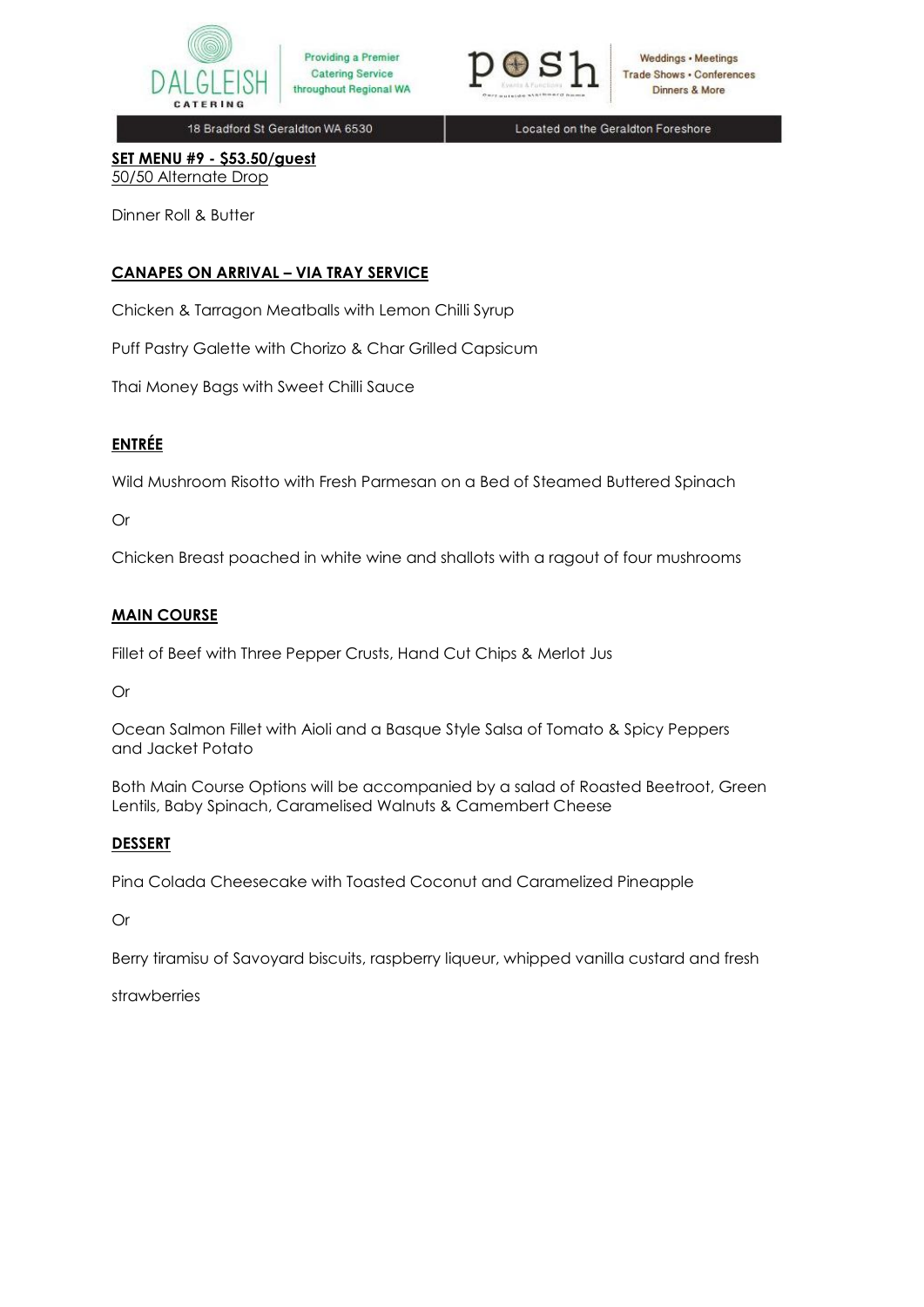**SET MENU #9 - $53.50/guest**
50/50 Alternate Drop

Dinner Roll & Butter

## CANAPES ON ARRIVAL – VIA TRAY SERVICE

Chicken & Tarragon Meatballs with Lemon Chilli Syrup

Puff Pastry Galette with Chorizo & Char Grilled Capsicum

Thai Money Bags with Sweet Chilli Sauce

## ENTRÉE

Wild Mushroom Risotto with Fresh Parmesan on a Bed of Steamed Buttered Spinach

Or

Chicken Breast poached in white wine and shallots with a ragout of four mushrooms

## MAIN COURSE

Fillet of Beef with Three Pepper Crusts, Hand Cut Chips & Merlot Jus

Or

Ocean Salmon Fillet with Aioli and a Basque Style Salsa of Tomato & Spicy Peppers and Jacket Potato

Both Main Course Options will be accompanied by a salad of Roasted Beetroot, Green Lentils, Baby Spinach, Caramelised Walnuts & Camembert Cheese

## DESSERT

Pina Colada Cheesecake with Toasted Coconut and Caramelized Pineapple

Or

Berry tiramisu of Savoyard biscuits, raspberry liqueur, whipped vanilla custard and fresh strawberries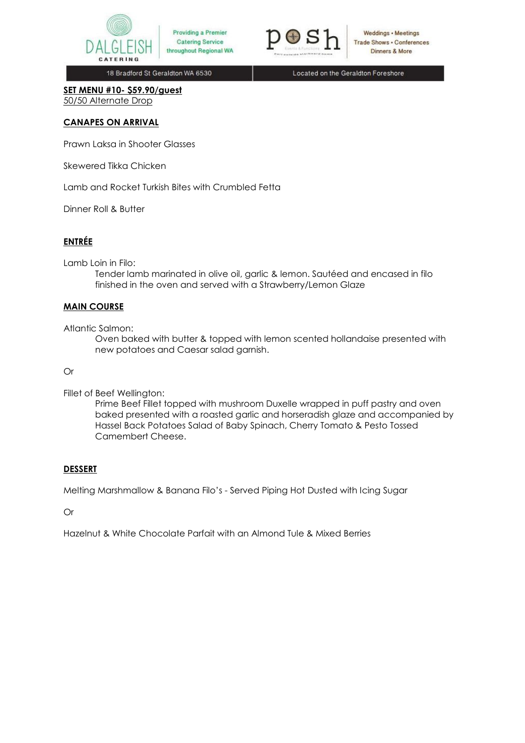**SET MENU #10- $59.90/guest**
50/50 Alternate Drop

**CANAPES ON ARRIVAL**

Prawn Laksa in Shooter Glasses

Skewered Tikka Chicken

Lamb and Rocket Turkish Bites with Crumbled Fetta

Dinner Roll & Butter

**ENTRÉE**

Lamb Loin in Filo:

Tender lamb marinated in olive oil, garlic & lemon. Sautéed and encased in filo finished in the oven and served with a Strawberry/Lemon Glaze

**MAIN COURSE**

Atlantic Salmon:

Oven baked with butter & topped with lemon scented hollandaise presented with new potatoes and Caesar salad garnish.

Or

Fillet of Beef Wellington:

Prime Beef Fillet topped with mushroom Duxelle wrapped in puff pastry and oven baked presented with a roasted garlic and horseradish glaze and accompanied by Hassel Back Potatoes Salad of Baby Spinach, Cherry Tomato & Pesto Tossed Camembert Cheese.

**DESSERT**

Melting Marshmallow & Banana Filo's - Served Piping Hot Dusted with Icing Sugar

Or

Hazelnut & White Chocolate Parfait with an Almond Tule & Mixed Berries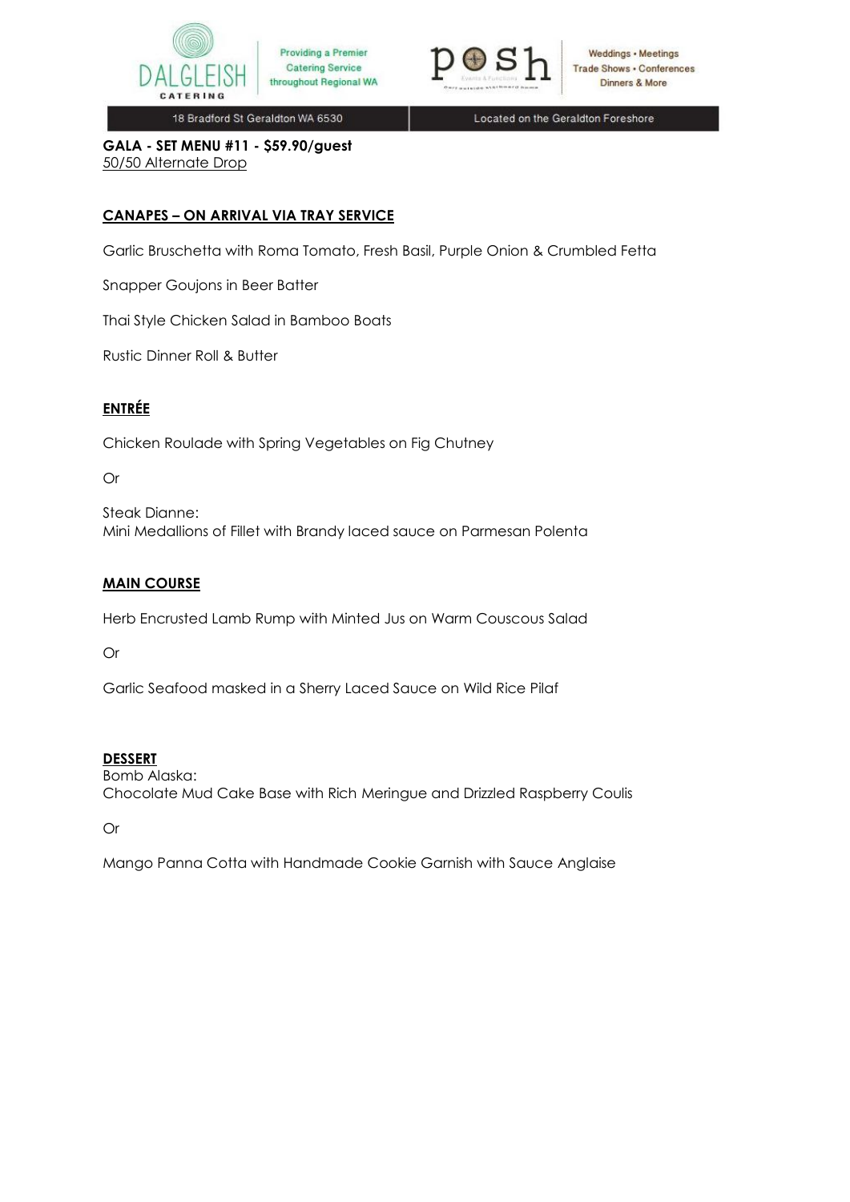**GALA - SET MENU #11 - $59.90/guest**
50/50 Alternate Drop

## CANAPES – ON ARRIVAL VIA TRAY SERVICE

Garlic Bruschetta with Roma Tomato, Fresh Basil, Purple Onion & Crumbled Fetta

Snapper Goujons in Beer Batter

Thai Style Chicken Salad in Bamboo Boats

Rustic Dinner Roll & Butter

## ENTRÉE

Chicken Roulade with Spring Vegetables on Fig Chutney

Or

Steak Dianne:
Mini Medallions of Fillet with Brandy laced sauce on Parmesan Polenta

## MAIN COURSE

Herb Encrusted Lamb Rump with Minted Jus on Warm Couscous Salad

Or

Garlic Seafood masked in a Sherry Laced Sauce on Wild Rice Pilaf

## DESSERT

Bomb Alaska:
Chocolate Mud Cake Base with Rich Meringue and Drizzled Raspberry Coulis

Or

Mango Panna Cotta with Handmade Cookie Garnish with Sauce Anglaise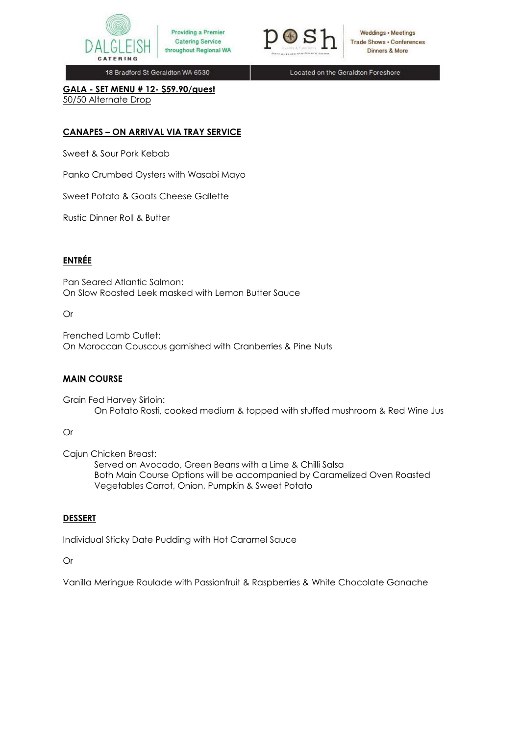**GALA - SET MENU # 12- $59.90/guest**
50/50 Alternate Drop

## CANAPES – ON ARRIVAL VIA TRAY SERVICE

Sweet & Sour Pork Kebab

Panko Crumbed Oysters with Wasabi Mayo

Sweet Potato & Goats Cheese Gallette

Rustic Dinner Roll & Butter

## ENTRÉE

Pan Seared Atlantic Salmon:
On Slow Roasted Leek masked with Lemon Butter Sauce

Or

Frenched Lamb Cutlet:
On Moroccan Couscous garnished with Cranberries & Pine Nuts

## MAIN COURSE

Grain Fed Harvey Sirloin:
On Potato Rosti, cooked medium & topped with stuffed mushroom & Red Wine Jus

Or

Cajun Chicken Breast:
Served on Avocado, Green Beans with a Lime & Chilli Salsa
Both Main Course Options will be accompanied by Caramelized Oven Roasted Vegetables Carrot, Onion, Pumpkin & Sweet Potato

## DESSERT

Individual Sticky Date Pudding with Hot Caramel Sauce

Or

Vanilla Meringue Roulade with Passionfruit & Raspberries & White Chocolate Ganache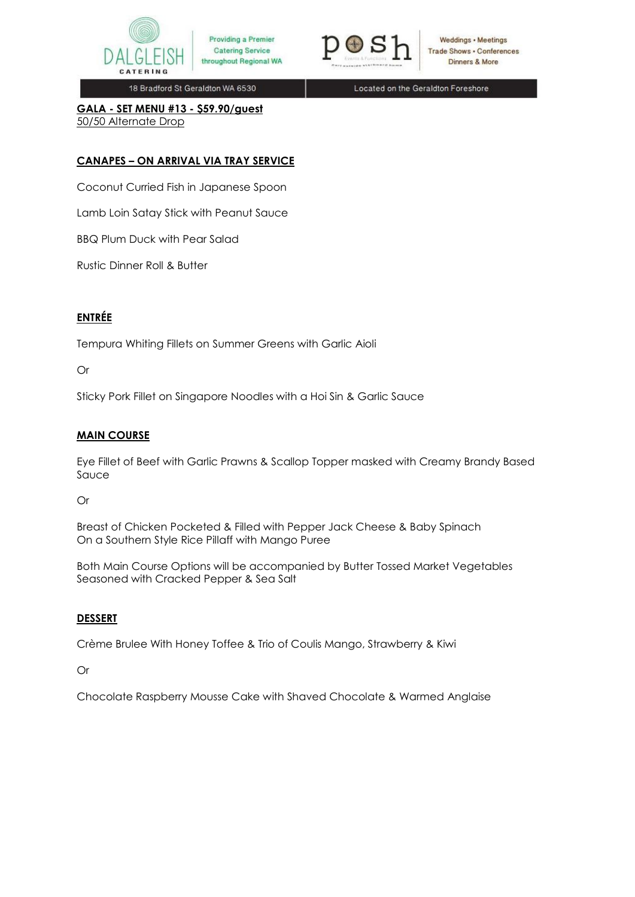## GALA - SET MENU #13 - $59.90/guest

50/50 Alternate Drop

### CANAPES – ON ARRIVAL VIA TRAY SERVICE

Coconut Curried Fish in Japanese Spoon

Lamb Loin Satay Stick with Peanut Sauce

BBQ Plum Duck with Pear Salad

Rustic Dinner Roll & Butter

### ENTRÉE

Tempura Whiting Fillets on Summer Greens with Garlic Aioli

Or

Sticky Pork Fillet on Singapore Noodles with a Hoi Sin & Garlic Sauce

### MAIN COURSE

Eye Fillet of Beef with Garlic Prawns & Scallop Topper masked with Creamy Brandy Based Sauce

Or

Breast of Chicken Pocketed & Filled with Pepper Jack Cheese & Baby Spinach
On a Southern Style Rice Pillaff with Mango Puree

Both Main Course Options will be accompanied by Butter Tossed Market Vegetables Seasoned with Cracked Pepper & Sea Salt

### DESSERT

Crème Brulee With Honey Toffee & Trio of Coulis Mango, Strawberry & Kiwi

Or

Chocolate Raspberry Mousse Cake with Shaved Chocolate & Warmed Anglaise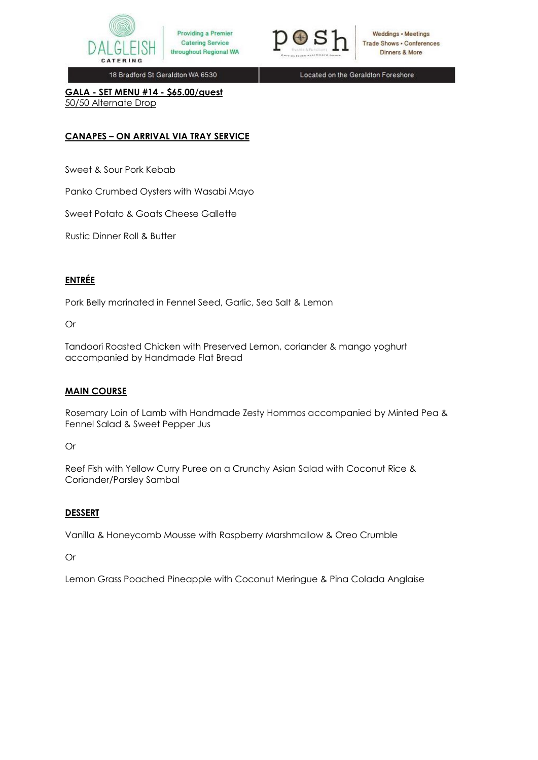**GALA - SET MENU #14 - $65.00/guest**
50/50 Alternate Drop

## CANAPES – ON ARRIVAL VIA TRAY SERVICE

Sweet & Sour Pork Kebab

Panko Crumbed Oysters with Wasabi Mayo

Sweet Potato & Goats Cheese Gallette

Rustic Dinner Roll & Butter

## ENTRÉE

Pork Belly marinated in Fennel Seed, Garlic, Sea Salt & Lemon

Or

Tandoori Roasted Chicken with Preserved Lemon, coriander & mango yoghurt accompanied by Handmade Flat Bread

## MAIN COURSE

Rosemary Loin of Lamb with Handmade Zesty Hommos accompanied by Minted Pea & Fennel Salad & Sweet Pepper Jus

Or

Reef Fish with Yellow Curry Puree on a Crunchy Asian Salad with Coconut Rice & Coriander/Parsley Sambal

## DESSERT

Vanilla & Honeycomb Mousse with Raspberry Marshmallow & Oreo Crumble

Or

Lemon Grass Poached Pineapple with Coconut Meringue & Pina Colada Anglaise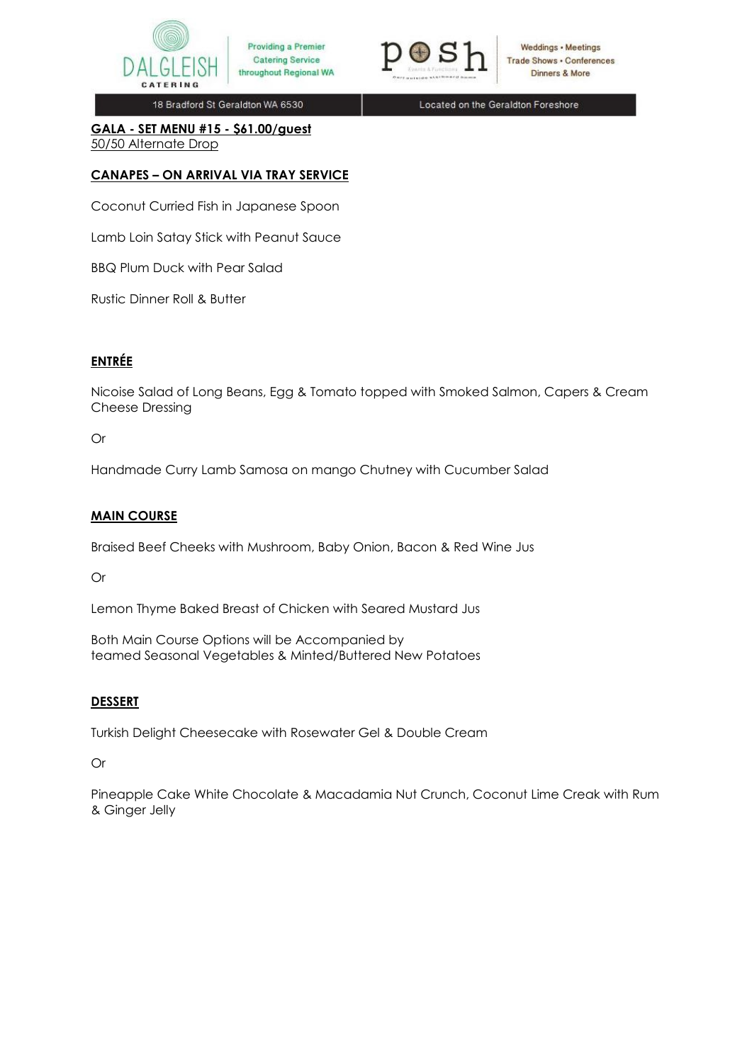**GALA - SET MENU #15 - $61.00/guest**
50/50 Alternate Drop

**CANAPES – ON ARRIVAL VIA TRAY SERVICE**

Coconut Curried Fish in Japanese Spoon

Lamb Loin Satay Stick with Peanut Sauce

BBQ Plum Duck with Pear Salad

Rustic Dinner Roll & Butter

**ENTRÉE**

Nicoise Salad of Long Beans, Egg & Tomato topped with Smoked Salmon, Capers & Cream Cheese Dressing

Or

Handmade Curry Lamb Samosa on mango Chutney with Cucumber Salad

**MAIN COURSE**

Braised Beef Cheeks with Mushroom, Baby Onion, Bacon & Red Wine Jus

Or

Lemon Thyme Baked Breast of Chicken with Seared Mustard Jus

Both Main Course Options will be Accompanied by
teamed Seasonal Vegetables & Minted/Buttered New Potatoes

**DESSERT**

Turkish Delight Cheesecake with Rosewater Gel & Double Cream

Or

Pineapple Cake White Chocolate & Macadamia Nut Crunch, Coconut Lime Creak with Rum & Ginger Jelly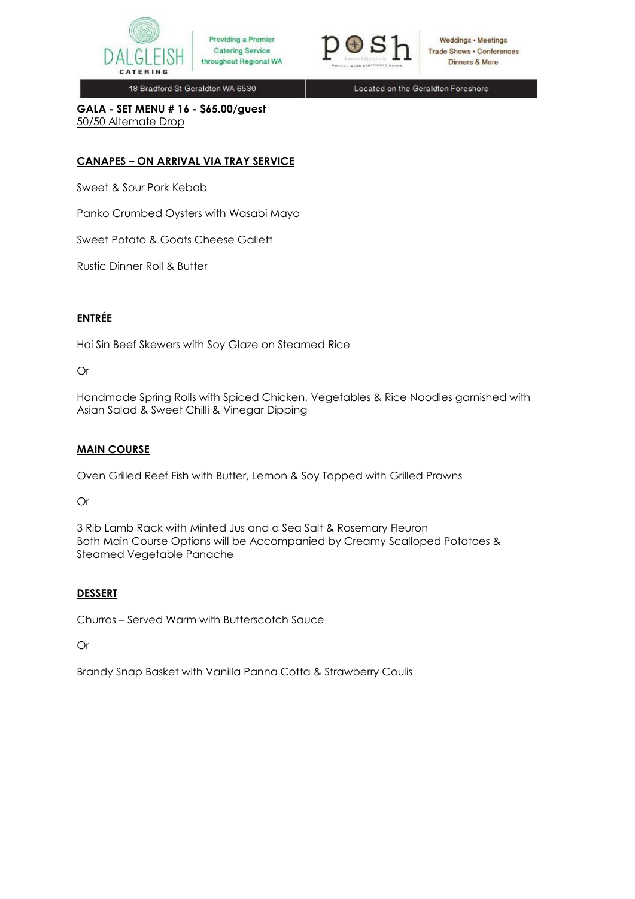**GALA - SET MENU # 16 - $65.00/guest**
50/50 Alternate Drop

## CANAPES – ON ARRIVAL VIA TRAY SERVICE

Sweet & Sour Pork Kebab

Panko Crumbed Oysters with Wasabi Mayo

Sweet Potato & Goats Cheese Gallett

Rustic Dinner Roll & Butter

## ENTRÉE

Hoi Sin Beef Skewers with Soy Glaze on Steamed Rice

Or

Handmade Spring Rolls with Spiced Chicken, Vegetables & Rice Noodles garnished with Asian Salad & Sweet Chilli & Vinegar Dipping

## MAIN COURSE

Oven Grilled Reef Fish with Butter, Lemon & Soy Topped with Grilled Prawns

Or

3 Rib Lamb Rack with Minted Jus and a Sea Salt & Rosemary Fleuron
Both Main Course Options will be Accompanied by Creamy Scalloped Potatoes & Steamed Vegetable Panache

## DESSERT

Churros – Served Warm with Butterscotch Sauce

Or

Brandy Snap Basket with Vanilla Panna Cotta & Strawberry Coulis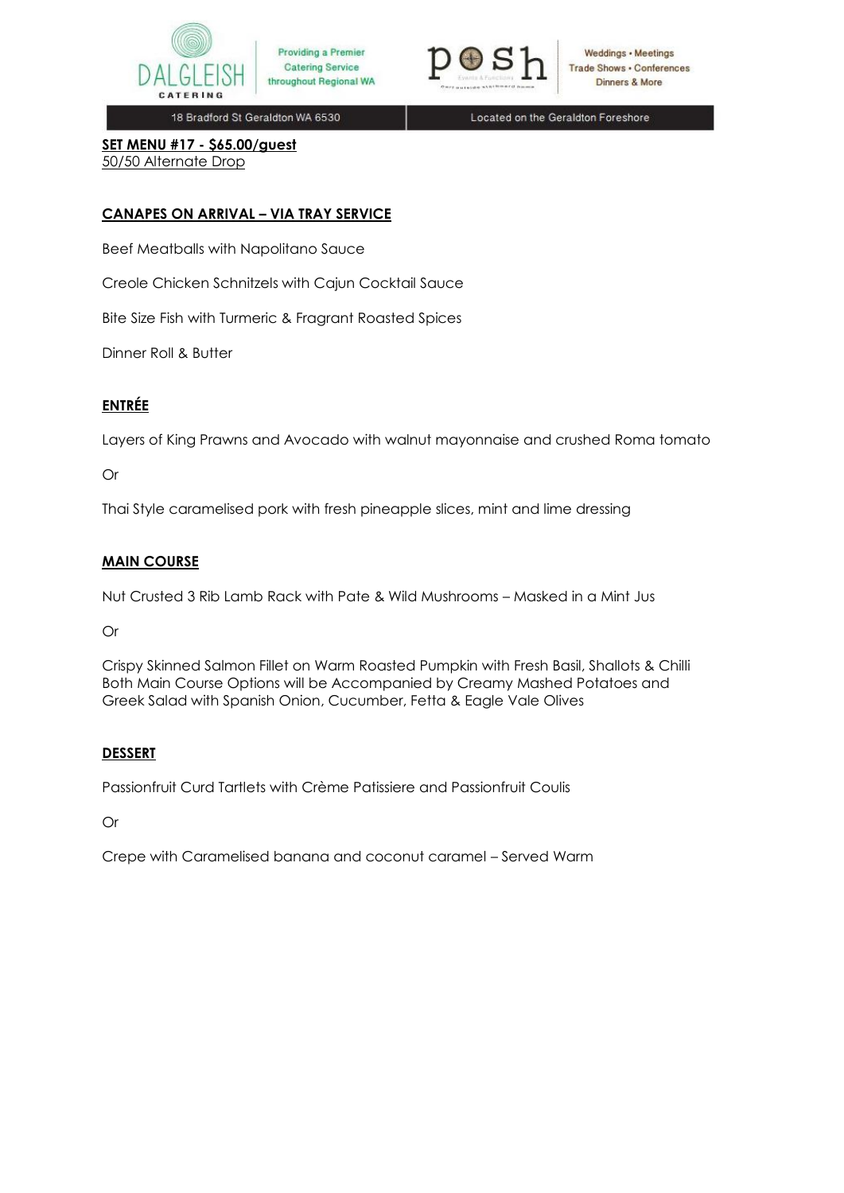Providing a Premier Catering Service throughout Regional WA

Weddings • Meetings
Trade Shows • Conferences
Dinners & More

18 Bradford St Geraldton WA 6530 | Located on the Geraldton Foreshore

**SET MENU #17 - $65.00/guest**
50/50 Alternate Drop

**CANAPES ON ARRIVAL – VIA TRAY SERVICE**

Beef Meatballs with Napolitano Sauce

Creole Chicken Schnitzels with Cajun Cocktail Sauce

Bite Size Fish with Turmeric & Fragrant Roasted Spices

Dinner Roll & Butter

**ENTRÉE**

Layers of King Prawns and Avocado with walnut mayonnaise and crushed Roma tomato

Or

Thai Style caramelised pork with fresh pineapple slices, mint and lime dressing

**MAIN COURSE**

Nut Crusted 3 Rib Lamb Rack with Pate & Wild Mushrooms – Masked in a Mint Jus

Or

Crispy Skinned Salmon Fillet on Warm Roasted Pumpkin with Fresh Basil, Shallots & Chilli
Both Main Course Options will be Accompanied by Creamy Mashed Potatoes and Greek Salad with Spanish Onion, Cucumber, Fetta & Eagle Vale Olives

**DESSERT**

Passionfruit Curd Tartlets with Crème Patissiere and Passionfruit Coulis

Or

Crepe with Caramelised banana and coconut caramel – Served Warm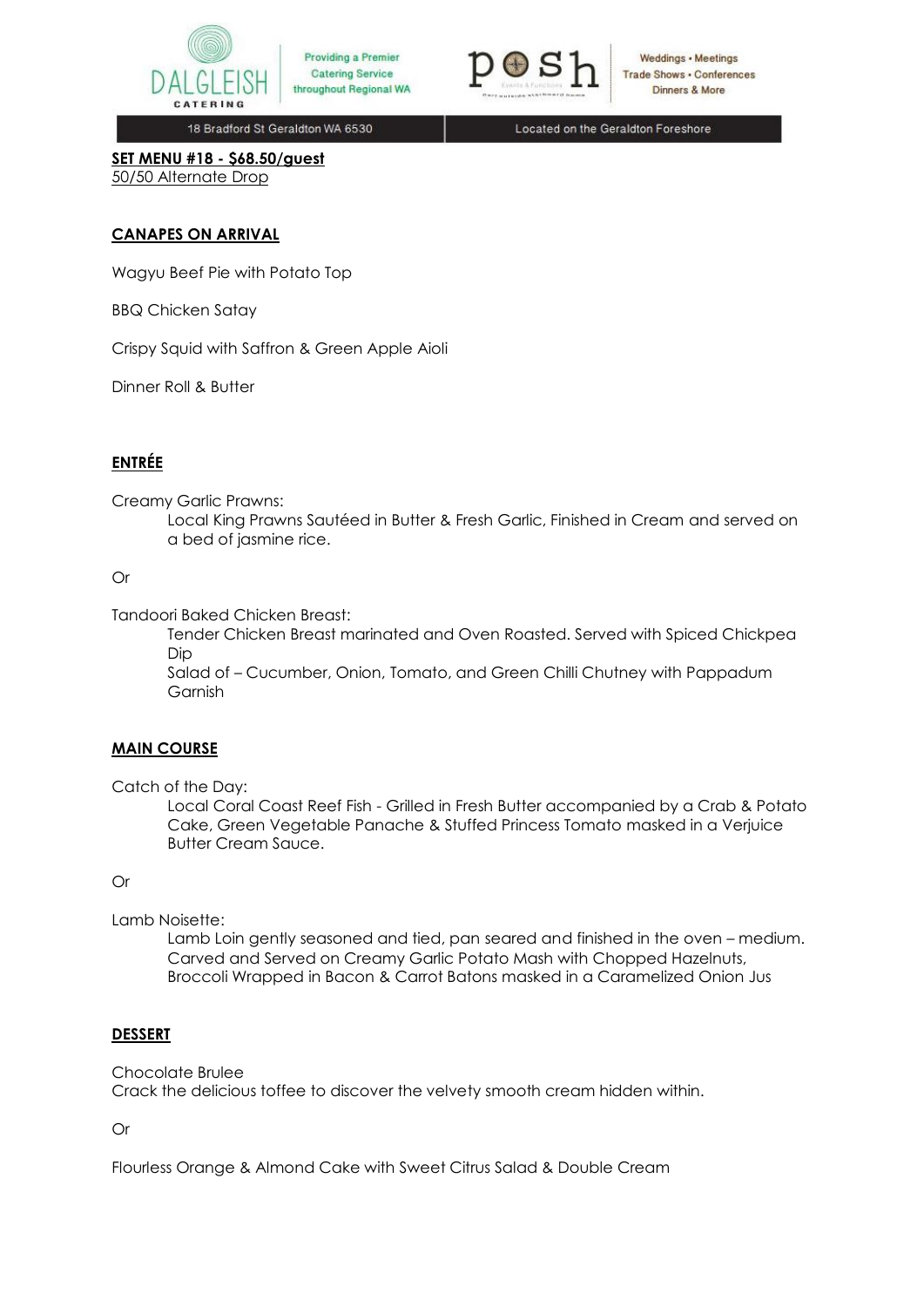SET MENU #18 - $68.50/guest

50/50 Alternate Drop

## CANAPES ON ARRIVAL

Wagyu Beef Pie with Potato Top

BBQ Chicken Satay

Crispy Squid with Saffron & Green Apple Aioli

Dinner Roll & Butter

## ENTRÉE

Creamy Garlic Prawns:

Local King Prawns Sautéed in Butter & Fresh Garlic, Finished in Cream and served on a bed of jasmine rice.

Or

Tandoori Baked Chicken Breast:

Tender Chicken Breast marinated and Oven Roasted. Served with Spiced Chickpea Dip

Salad of – Cucumber, Onion, Tomato, and Green Chilli Chutney with Pappadum Garnish

## MAIN COURSE

Catch of the Day:

Local Coral Coast Reef Fish - Grilled in Fresh Butter accompanied by a Crab & Potato Cake, Green Vegetable Panache & Stuffed Princess Tomato masked in a Verjuice Butter Cream Sauce.

Or

Lamb Noisette:

Lamb Loin gently seasoned and tied, pan seared and finished in the oven – medium. Carved and Served on Creamy Garlic Potato Mash with Chopped Hazelnuts, Broccoli Wrapped in Bacon & Carrot Batons masked in a Caramelized Onion Jus

## DESSERT

Chocolate Brulee

Crack the delicious toffee to discover the velvety smooth cream hidden within.

Or

Flourless Orange & Almond Cake with Sweet Citrus Salad & Double Cream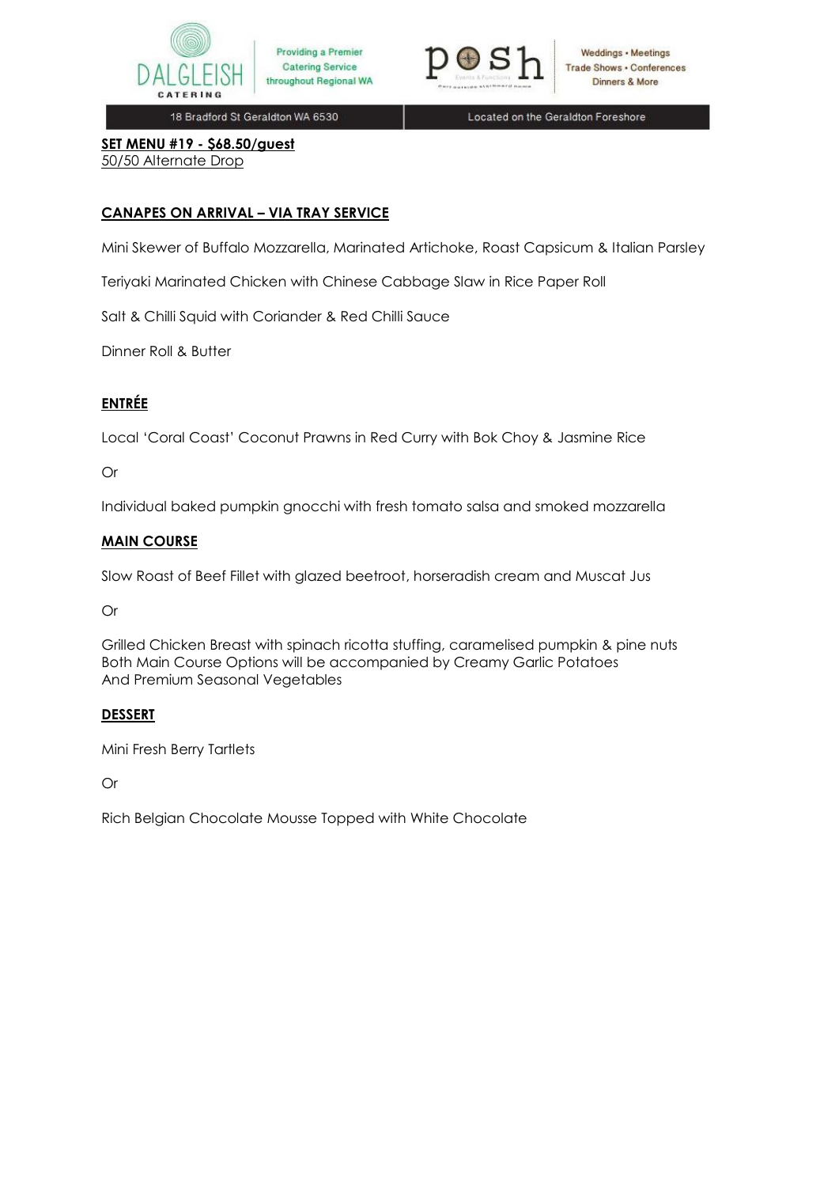**SET MENU #19 - $68.50/guest**
50/50 Alternate Drop

**CANAPES ON ARRIVAL – VIA TRAY SERVICE**

Mini Skewer of Buffalo Mozzarella, Marinated Artichoke, Roast Capsicum & Italian Parsley

Teriyaki Marinated Chicken with Chinese Cabbage Slaw in Rice Paper Roll

Salt & Chilli Squid with Coriander & Red Chilli Sauce

Dinner Roll & Butter

**ENTRÉE**

Local 'Coral Coast' Coconut Prawns in Red Curry with Bok Choy & Jasmine Rice

Or

Individual baked pumpkin gnocchi with fresh tomato salsa and smoked mozzarella

**MAIN COURSE**

Slow Roast of Beef Fillet with glazed beetroot, horseradish cream and Muscat Jus

Or

Grilled Chicken Breast with spinach ricotta stuffing, caramelised pumpkin & pine nuts
Both Main Course Options will be accompanied by Creamy Garlic Potatoes
And Premium Seasonal Vegetables

**DESSERT**

Mini Fresh Berry Tartlets

Or

Rich Belgian Chocolate Mousse Topped with White Chocolate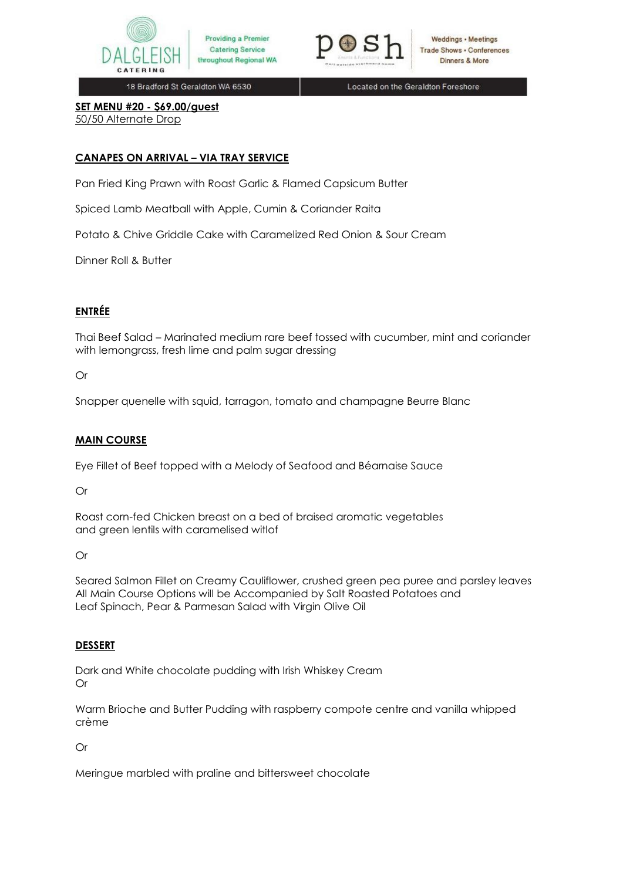**SET MENU #20 - $69.00/guest**
50/50 Alternate Drop

**CANAPES ON ARRIVAL – VIA TRAY SERVICE**

Pan Fried King Prawn with Roast Garlic & Flamed Capsicum Butter

Spiced Lamb Meatball with Apple, Cumin & Coriander Raita

Potato & Chive Griddle Cake with Caramelized Red Onion & Sour Cream

Dinner Roll & Butter

**ENTRÉE**

Thai Beef Salad – Marinated medium rare beef tossed with cucumber, mint and coriander with lemongrass, fresh lime and palm sugar dressing

Or

Snapper quenelle with squid, tarragon, tomato and champagne Beurre Blanc

**MAIN COURSE**

Eye Fillet of Beef topped with a Melody of Seafood and Béarnaise Sauce

Or

Roast corn-fed Chicken breast on a bed of braised aromatic vegetables and green lentils with caramelised witlof

Or

Seared Salmon Fillet on Creamy Cauliflower, crushed green pea puree and parsley leaves
All Main Course Options will be Accompanied by Salt Roasted Potatoes and Leaf Spinach, Pear & Parmesan Salad with Virgin Olive Oil

**DESSERT**

Dark and White chocolate pudding with Irish Whiskey Cream
Or

Warm Brioche and Butter Pudding with raspberry compote centre and vanilla whipped crème

Or

Meringue marbled with praline and bittersweet chocolate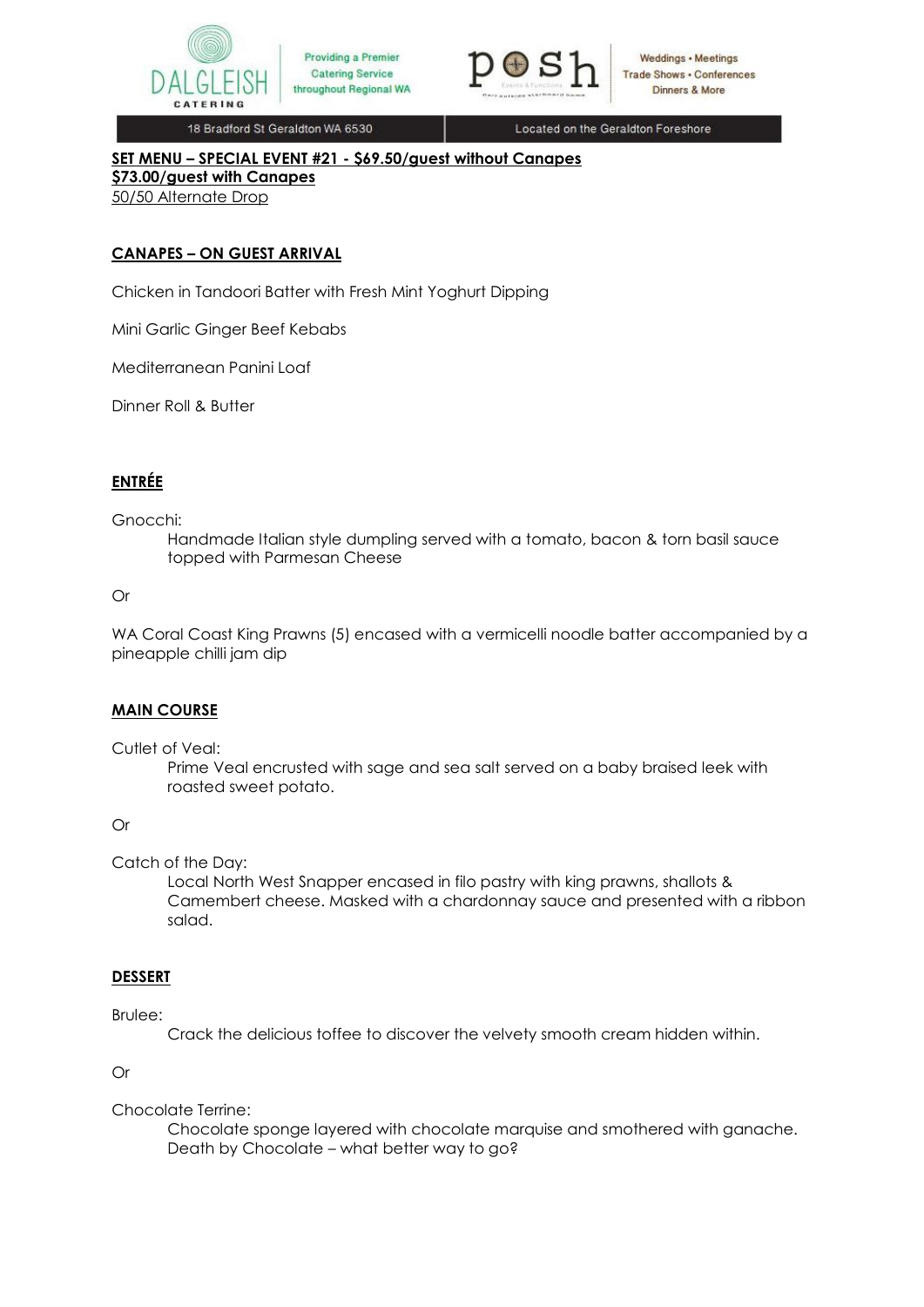**SET MENU – SPECIAL EVENT #21 - $69.50/guest without Canapes**
**$73.00/guest with Canapes**
50/50 Alternate Drop

## CANAPES – ON GUEST ARRIVAL

Chicken in Tandoori Batter with Fresh Mint Yoghurt Dipping

Mini Garlic Ginger Beef Kebabs

Mediterranean Panini Loaf

Dinner Roll & Butter

## ENTRÉE

Gnocchi:

Handmade Italian style dumpling served with a tomato, bacon & torn basil sauce topped with Parmesan Cheese

Or

WA Coral Coast King Prawns (5) encased with a vermicelli noodle batter accompanied by a pineapple chilli jam dip

## MAIN COURSE

Cutlet of Veal:

Prime Veal encrusted with sage and sea salt served on a baby braised leek with roasted sweet potato.

Or

Catch of the Day:

Local North West Snapper encased in filo pastry with king prawns, shallots & Camembert cheese. Masked with a chardonnay sauce and presented with a ribbon salad.

## DESSERT

Brulee:

Crack the delicious toffee to discover the velvety smooth cream hidden within.

Or

Chocolate Terrine:

Chocolate sponge layered with chocolate marquise and smothered with ganache. Death by Chocolate – what better way to go?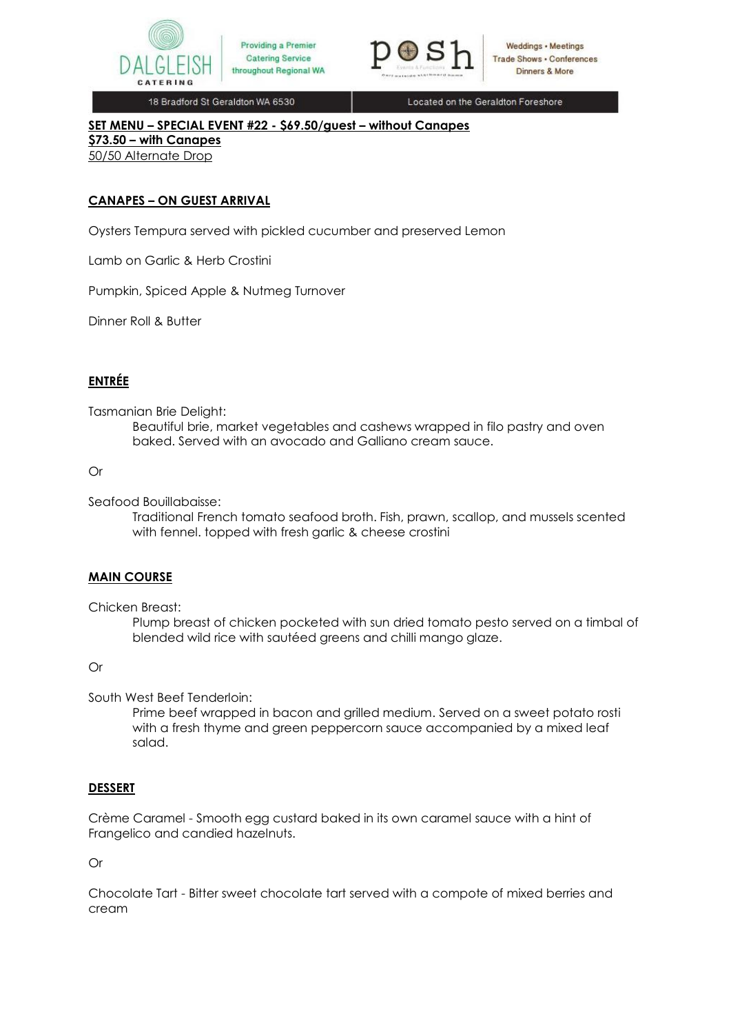**SET MENU – SPECIAL EVENT #22 - $69.50/guest – without Canapes**
**$73.50 – with Canapes**
50/50 Alternate Drop

**CANAPES – ON GUEST ARRIVAL**

Oysters Tempura served with pickled cucumber and preserved Lemon

Lamb on Garlic & Herb Crostini

Pumpkin, Spiced Apple & Nutmeg Turnover

Dinner Roll & Butter

**ENTRÉE**

Tasmanian Brie Delight:

> Beautiful brie, market vegetables and cashews wrapped in filo pastry and oven baked. Served with an avocado and Galliano cream sauce.

Or

Seafood Bouillabaisse:

> Traditional French tomato seafood broth. Fish, prawn, scallop, and mussels scented with fennel. topped with fresh garlic & cheese crostini

**MAIN COURSE**

Chicken Breast:

> Plump breast of chicken pocketed with sun dried tomato pesto served on a timbal of blended wild rice with sautéed greens and chilli mango glaze.

Or

South West Beef Tenderloin:

> Prime beef wrapped in bacon and grilled medium. Served on a sweet potato rosti with a fresh thyme and green peppercorn sauce accompanied by a mixed leaf salad.

**DESSERT**

Crème Caramel - Smooth egg custard baked in its own caramel sauce with a hint of Frangelico and candied hazelnuts.

Or

Chocolate Tart - Bitter sweet chocolate tart served with a compote of mixed berries and cream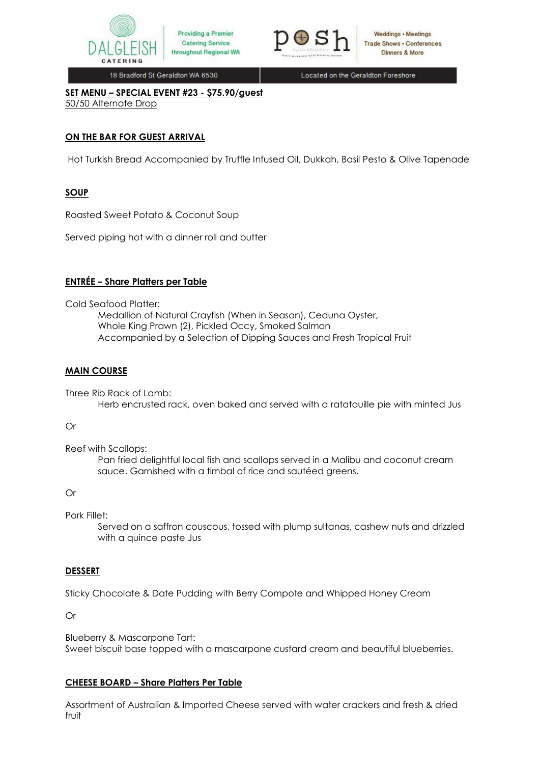**SET MENU – SPECIAL EVENT #23 - $75.90/guest**
50/50 Alternate Drop

**ON THE BAR FOR GUEST ARRIVAL**

Hot Turkish Bread Accompanied by Truffle Infused Oil, Dukkah, Basil Pesto & Olive Tapenade

**SOUP**

Roasted Sweet Potato & Coconut Soup

Served piping hot with a dinner roll and butter

**ENTRÉE – Share Platters per Table**

Cold Seafood Platter:

Medallion of Natural Crayfish (When in Season), Ceduna Oyster, Whole King Prawn (2), Pickled Occy, Smoked Salmon
Accompanied by a Selection of Dipping Sauces and Fresh Tropical Fruit

**MAIN COURSE**

Three Rib Rack of Lamb:

Herb encrusted rack, oven baked and served with a ratatouille pie with minted Jus

Or

Reef with Scallops:

Pan fried delightful local fish and scallops served in a Malibu and coconut cream sauce. Garnished with a timbal of rice and sautéed greens.

Or

Pork Fillet:

Served on a saffron couscous, tossed with plump sultanas, cashew nuts and drizzled with a quince paste Jus

**DESSERT**

Sticky Chocolate & Date Pudding with Berry Compote and Whipped Honey Cream

Or

Blueberry & Mascarpone Tart:
Sweet biscuit base topped with a mascarpone custard cream and beautiful blueberries.

**CHEESE BOARD – Share Platters Per Table**

Assortment of Australian & Imported Cheese served with water crackers and fresh & dried fruit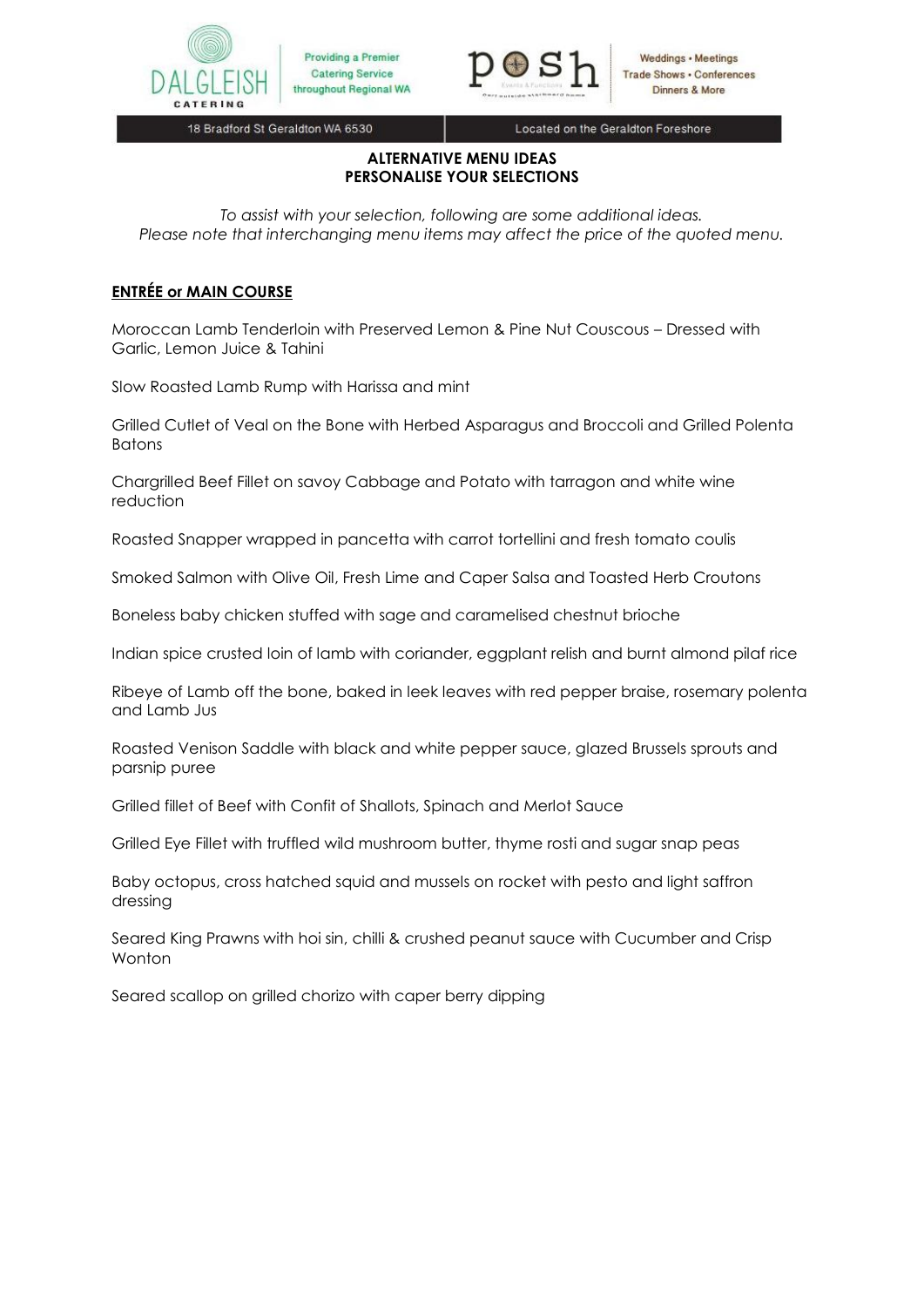**ALTERNATIVE MENU IDEAS**
**PERSONALISE YOUR SELECTIONS**

*To assist with your selection, following are some additional ideas.*
*Please note that interchanging menu items may affect the price of the quoted menu.*

## ENTRÉE or MAIN COURSE

Moroccan Lamb Tenderloin with Preserved Lemon & Pine Nut Couscous – Dressed with Garlic, Lemon Juice & Tahini

Slow Roasted Lamb Rump with Harissa and mint

Grilled Cutlet of Veal on the Bone with Herbed Asparagus and Broccoli and Grilled Polenta Batons

Chargrilled Beef Fillet on savoy Cabbage and Potato with tarragon and white wine reduction

Roasted Snapper wrapped in pancetta with carrot tortellini and fresh tomato coulis

Smoked Salmon with Olive Oil, Fresh Lime and Caper Salsa and Toasted Herb Croutons

Boneless baby chicken stuffed with sage and caramelised chestnut brioche

Indian spice crusted loin of lamb with coriander, eggplant relish and burnt almond pilaf rice

Ribeye of Lamb off the bone, baked in leek leaves with red pepper braise, rosemary polenta and Lamb Jus

Roasted Venison Saddle with black and white pepper sauce, glazed Brussels sprouts and parsnip puree

Grilled fillet of Beef with Confit of Shallots, Spinach and Merlot Sauce

Grilled Eye Fillet with truffled wild mushroom butter, thyme rosti and sugar snap peas

Baby octopus, cross hatched squid and mussels on rocket with pesto and light saffron dressing

Seared King Prawns with hoi sin, chilli & crushed peanut sauce with Cucumber and Crisp Wonton

Seared scallop on grilled chorizo with caper berry dipping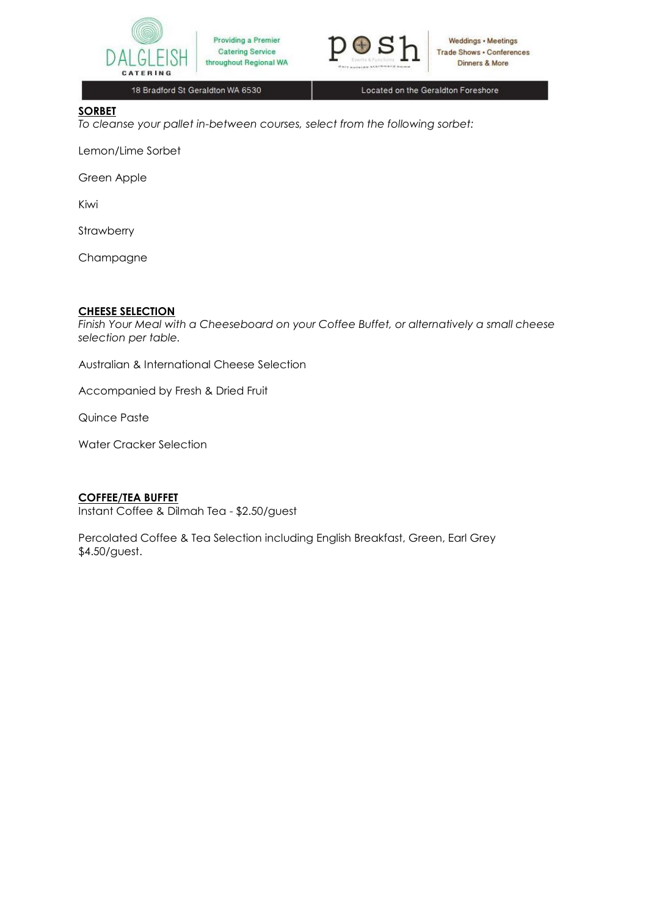## SORBET

*To cleanse your pallet in-between courses, select from the following sorbet:*

Lemon/Lime Sorbet

Green Apple

Kiwi

Strawberry

Champagne

## CHEESE SELECTION

*Finish Your Meal with a Cheeseboard on your Coffee Buffet, or alternatively a small cheese selection per table.*

Australian & International Cheese Selection

Accompanied by Fresh & Dried Fruit

Quince Paste

Water Cracker Selection

## COFFEE/TEA BUFFET

Instant Coffee & Dilmah Tea - $2.50/guest

Percolated Coffee & Tea Selection including English Breakfast, Green, Earl Grey
$4.50/guest.